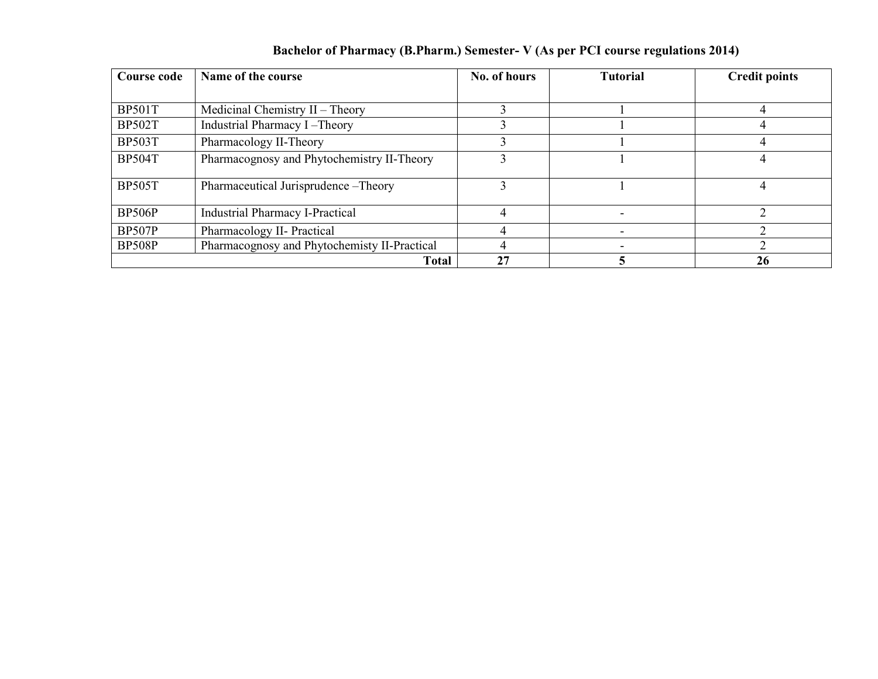**Bachelor of Pharmacy (B.Pharm.) Semester- V (As per PCI course regulations 2014)**

| Course code | Name of the course | No. of hours | Tutorial | Credit points |
|---|---|---|---|---|
| BP501T | Medicinal Chemistry II – Theory | 3 | 1 | 4 |
| BP502T | Industrial Pharmacy I –Theory | 3 | 1 | 4 |
| BP503T | Pharmacology II-Theory | 3 | 1 | 4 |
| BP504T | Pharmacognosy and Phytochemistry II-Theory | 3 | 1 | 4 |
| BP505T | Pharmaceutical Jurisprudence –Theory | 3 | 1 | 4 |
| BP506P | Industrial Pharmacy I-Practical | 4 | - | 2 |
| BP507P | Pharmacology II- Practical | 4 | - | 2 |
| BP508P | Pharmacognosy and Phytochemisty II-Practical | 4 | - | 2 |
| | **Total** | **27** | **5** | **26** |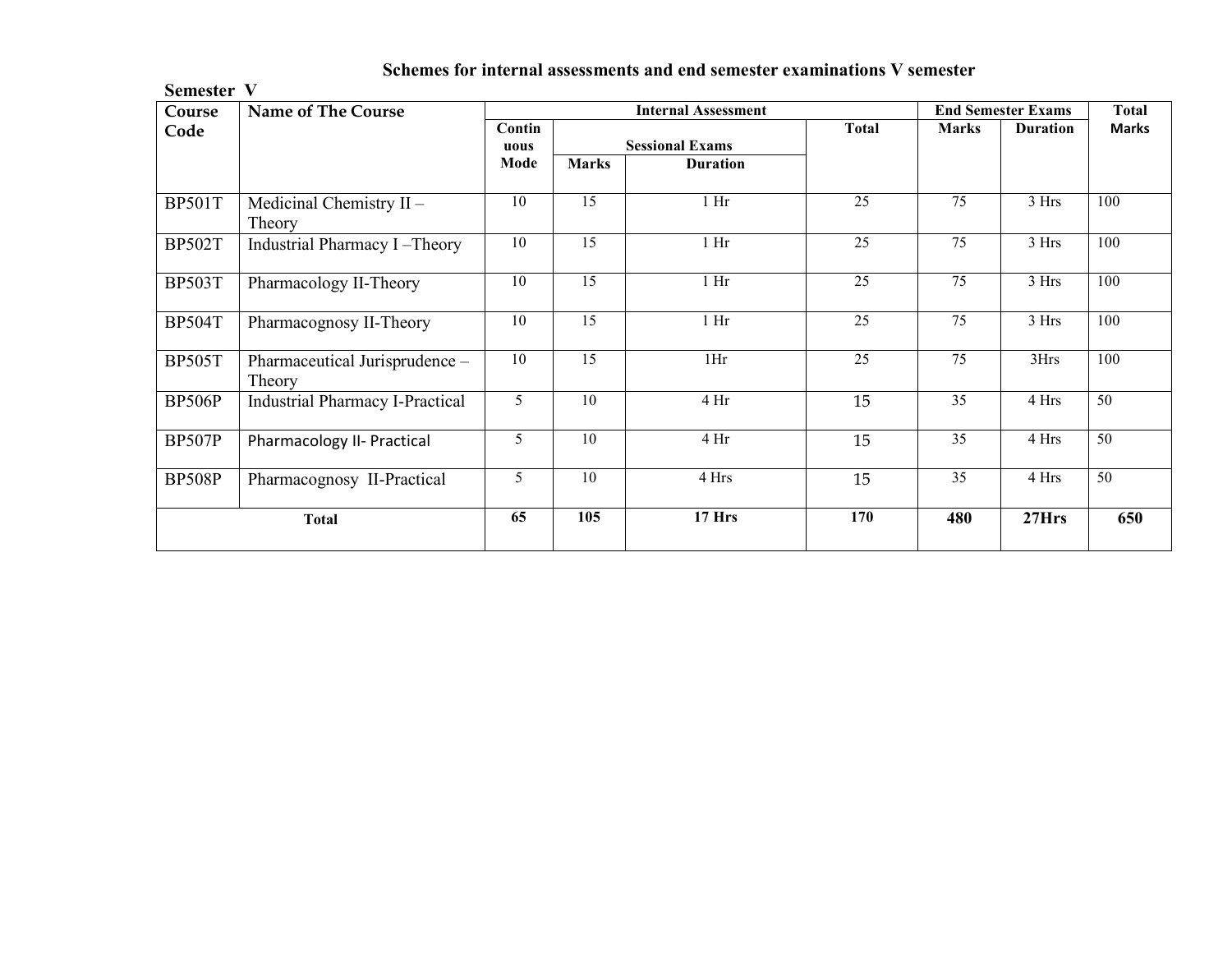# Schemes for internal assessments and end semester examinations V semester

**Semester V**

| Course Code | Name of The Course | Internal Assessment | | | | End Semester Exams | | Total Marks |
|---|---|---|---|---|---|---|---|---|
| | | Continuous Mode | Sessional Exams | | Total | Marks | Duration | |
| | | | Marks | Duration | | | | |
| BP501T | Medicinal Chemistry II – Theory | 10 | 15 | 1 Hr | 25 | 75 | 3 Hrs | 100 |
| BP502T | Industrial Pharmacy I –Theory | 10 | 15 | 1 Hr | 25 | 75 | 3 Hrs | 100 |
| BP503T | Pharmacology II-Theory | 10 | 15 | 1 Hr | 25 | 75 | 3 Hrs | 100 |
| BP504T | Pharmacognosy II-Theory | 10 | 15 | 1 Hr | 25 | 75 | 3 Hrs | 100 |
| BP505T | Pharmaceutical Jurisprudence – Theory | 10 | 15 | 1Hr | 25 | 75 | 3Hrs | 100 |
| BP506P | Industrial Pharmacy I-Practical | 5 | 10 | 4 Hr | 15 | 35 | 4 Hrs | 50 |
| BP507P | Pharmacology II- Practical | 5 | 10 | 4 Hr | 15 | 35 | 4 Hrs | 50 |
| BP508P | Pharmacognosy II-Practical | 5 | 10 | 4 Hrs | 15 | 35 | 4 Hrs | 50 |
| **Total** | | **65** | **105** | **17 Hrs** | **170** | **480** | **27Hrs** | **650** |